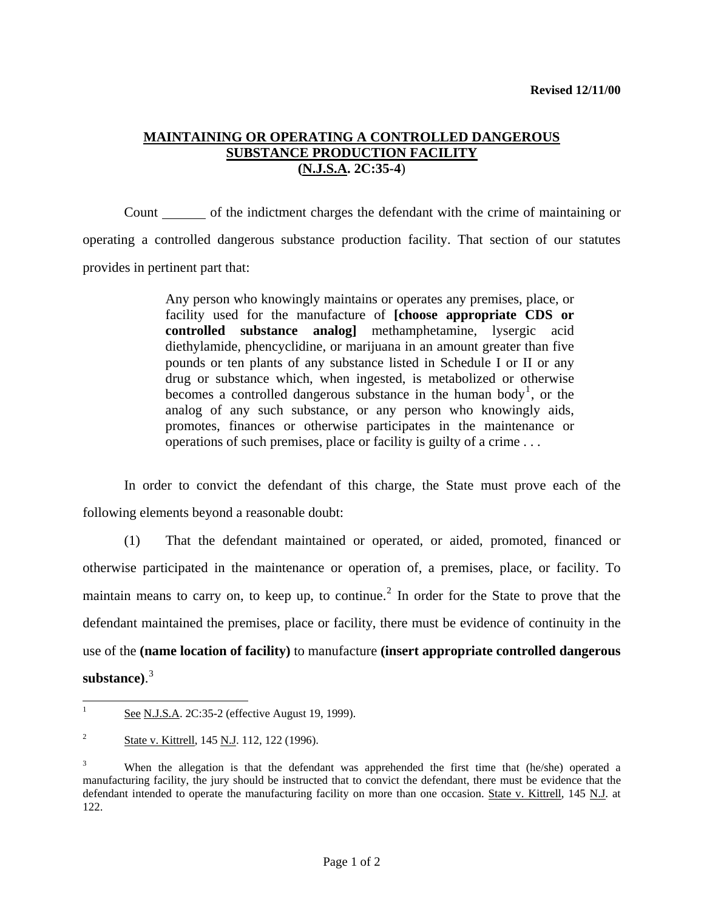**Revised 12/11/00**

# MAINTAINING OR OPERATING A CONTROLLED DANGEROUS SUBSTANCE PRODUCTION FACILITY (N.J.S.A. 2C:35-4)

Count ______ of the indictment charges the defendant with the crime of maintaining or operating a controlled dangerous substance production facility. That section of our statutes provides in pertinent part that:

> Any person who knowingly maintains or operates any premises, place, or facility used for the manufacture of **[choose appropriate CDS or controlled substance analog]** methamphetamine, lysergic acid diethylamide, phencyclidine, or marijuana in an amount greater than five pounds or ten plants of any substance listed in Schedule I or II or any drug or substance which, when ingested, is metabolized or otherwise becomes a controlled dangerous substance in the human body[1], or the analog of any such substance, or any person who knowingly aids, promotes, finances or otherwise participates in the maintenance or operations of such premises, place or facility is guilty of a crime . . .

In order to convict the defendant of this charge, the State must prove each of the following elements beyond a reasonable doubt:

(1) That the defendant maintained or operated, or aided, promoted, financed or otherwise participated in the maintenance or operation of, a premises, place, or facility. To maintain means to carry on, to keep up, to continue.[2] In order for the State to prove that the defendant maintained the premises, place or facility, there must be evidence of continuity in the use of the **(name location of facility)** to manufacture **(insert appropriate controlled dangerous substance)**.[3]

---

[1] See N.J.S.A. 2C:35-2 (effective August 19, 1999).

[2] State v. Kittrell, 145 N.J. 112, 122 (1996).

[3] When the allegation is that the defendant was apprehended the first time that (he/she) operated a manufacturing facility, the jury should be instructed that to convict the defendant, there must be evidence that the defendant intended to operate the manufacturing facility on more than one occasion. State v. Kittrell, 145 N.J. at 122.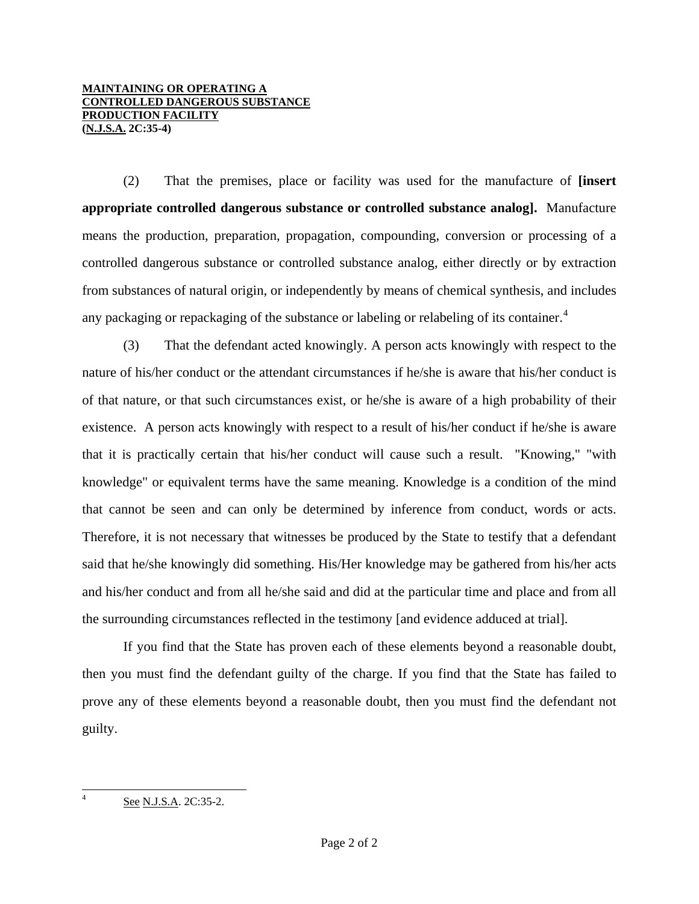**MAINTAINING OR OPERATING A**
**CONTROLLED DANGEROUS SUBSTANCE**
**PRODUCTION FACILITY**
**(N.J.S.A. 2C:35-4)**

(2) That the premises, place or facility was used for the manufacture of **[insert appropriate controlled dangerous substance or controlled substance analog].** Manufacture means the production, preparation, propagation, compounding, conversion or processing of a controlled dangerous substance or controlled substance analog, either directly or by extraction from substances of natural origin, or independently by means of chemical synthesis, and includes any packaging or repackaging of the substance or labeling or relabeling of its container.[4]

(3) That the defendant acted knowingly. A person acts knowingly with respect to the nature of his/her conduct or the attendant circumstances if he/she is aware that his/her conduct is of that nature, or that such circumstances exist, or he/she is aware of a high probability of their existence. A person acts knowingly with respect to a result of his/her conduct if he/she is aware that it is practically certain that his/her conduct will cause such a result. "Knowing," "with knowledge" or equivalent terms have the same meaning. Knowledge is a condition of the mind that cannot be seen and can only be determined by inference from conduct, words or acts. Therefore, it is not necessary that witnesses be produced by the State to testify that a defendant said that he/she knowingly did something. His/Her knowledge may be gathered from his/her acts and his/her conduct and from all he/she said and did at the particular time and place and from all the surrounding circumstances reflected in the testimony [and evidence adduced at trial].

If you find that the State has proven each of these elements beyond a reasonable doubt, then you must find the defendant guilty of the charge. If you find that the State has failed to prove any of these elements beyond a reasonable doubt, then you must find the defendant not guilty.

---

[4] See N.J.S.A. 2C:35-2.